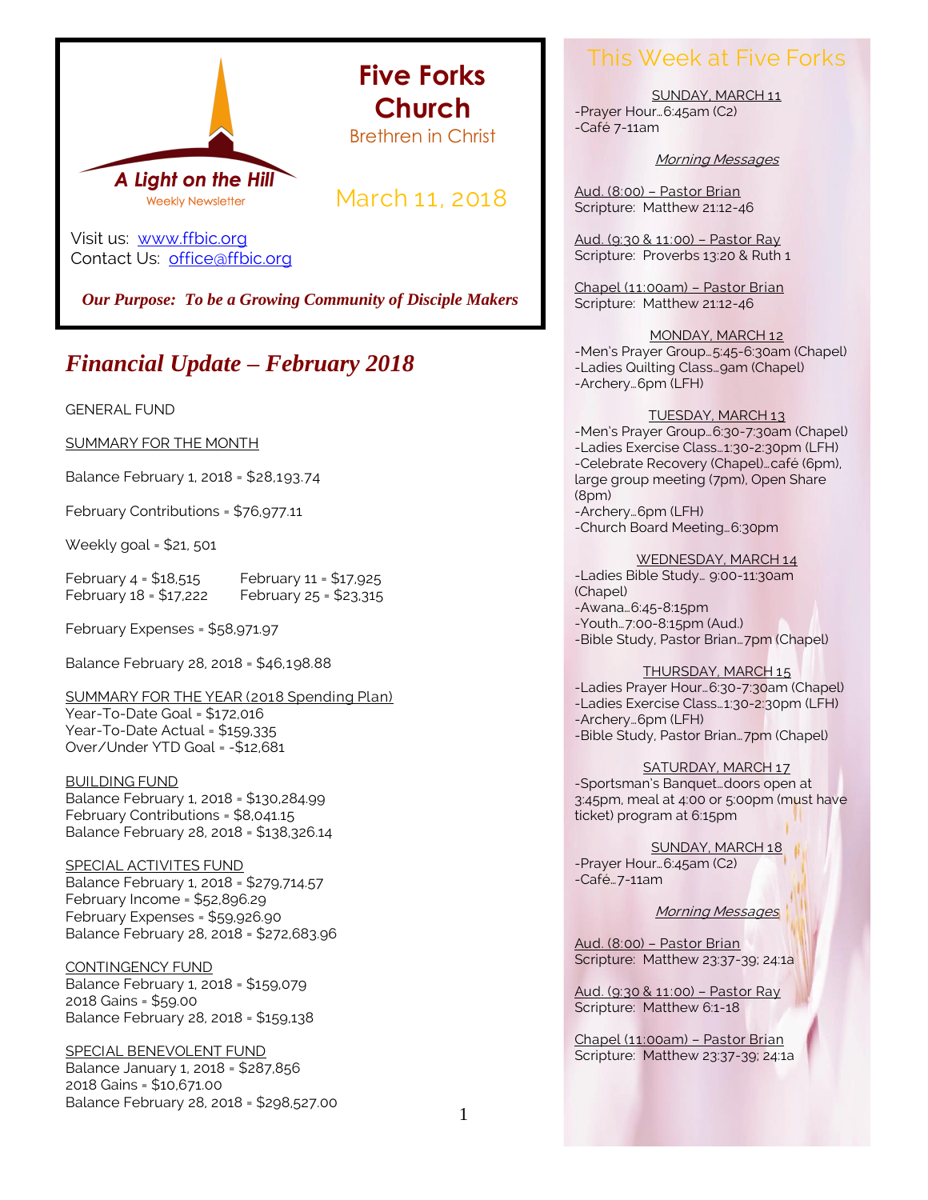# Five Forks Church

Brethren in Christ

A Light on the Hill

Weekly Newsletter

March 11, 2018

Visit us: [www.ffbic.org](http://www.ffbic.org)
Contact Us: [office@ffbic.org](mailto:office@ffbic.org)

***Our Purpose: To be a Growing Community of Disciple Makers***

## *Financial Update – February 2018*

GENERAL FUND

SUMMARY FOR THE MONTH

Balance February 1, 2018 = $28,193.74

February Contributions = $76,977.11

Weekly goal = $21, 501

February 4 = $18,515
February 11 = $17,925
February 18 = $17,222
February 25 = $23,315

February Expenses = $58,971.97

Balance February 28, 2018 = $46,198.88

SUMMARY FOR THE YEAR (2018 Spending Plan)
Year-To-Date Goal = $172,016
Year-To-Date Actual = $159,335
Over/Under YTD Goal = -$12,681

BUILDING FUND
Balance February 1, 2018 = $130,284.99
February Contributions = $8,041.15
Balance February 28, 2018 = $138,326.14

SPECIAL ACTIVITES FUND
Balance February 1, 2018 = $279,714.57
February Income = $52,896.29
February Expenses = $59,926.90
Balance February 28, 2018 = $272,683.96

CONTINGENCY FUND
Balance February 1, 2018 = $159,079
2018 Gains = $59.00
Balance February 28, 2018 = $159,138

SPECIAL BENEVOLENT FUND
Balance January 1, 2018 = $287,856
2018 Gains = $10,671.00
Balance February 28, 2018 = $298,527.00

## This Week at Five Forks

SUNDAY, MARCH 11
-Prayer Hour…6:45am (C2)
-Café 7-11am

*Morning Messages*

Aud. (8:00) – Pastor Brian
Scripture: Matthew 21:12-46

Aud. (9:30 & 11:00) – Pastor Ray
Scripture: Proverbs 13:20 & Ruth 1

Chapel (11:00am) – Pastor Brian
Scripture: Matthew 21:12-46

MONDAY, MARCH 12
-Men's Prayer Group…5:45-6:30am (Chapel)
-Ladies Quilting Class…9am (Chapel)
-Archery…6pm (LFH)

TUESDAY, MARCH 13
-Men's Prayer Group…6:30-7:30am (Chapel)
-Ladies Exercise Class…1:30-2:30pm (LFH)
-Celebrate Recovery (Chapel)…café (6pm), large group meeting (7pm), Open Share (8pm)
-Archery…6pm (LFH)
-Church Board Meeting…6:30pm

WEDNESDAY, MARCH 14
-Ladies Bible Study… 9:00-11:30am (Chapel)
-Awana…6:45-8:15pm
-Youth…7:00-8:15pm (Aud.)
-Bible Study, Pastor Brian…7pm (Chapel)

THURSDAY, MARCH 15
-Ladies Prayer Hour…6:30-7:30am (Chapel)
-Ladies Exercise Class…1:30-2:30pm (LFH)
-Archery…6pm (LFH)
-Bible Study, Pastor Brian…7pm (Chapel)

SATURDAY, MARCH 17
-Sportsman's Banquet…doors open at 3:45pm, meal at 4:00 or 5:00pm (must have ticket) program at 6:15pm

SUNDAY, MARCH 18
-Prayer Hour…6:45am (C2)
-Café…7-11am

*Morning Messages*

Aud. (8:00) – Pastor Brian
Scripture: Matthew 23:37-39; 24:1a

Aud. (9:30 & 11:00) – Pastor Ray
Scripture: Matthew 6:1-18

Chapel (11:00am) – Pastor Brian
Scripture: Matthew 23:37-39; 24:1a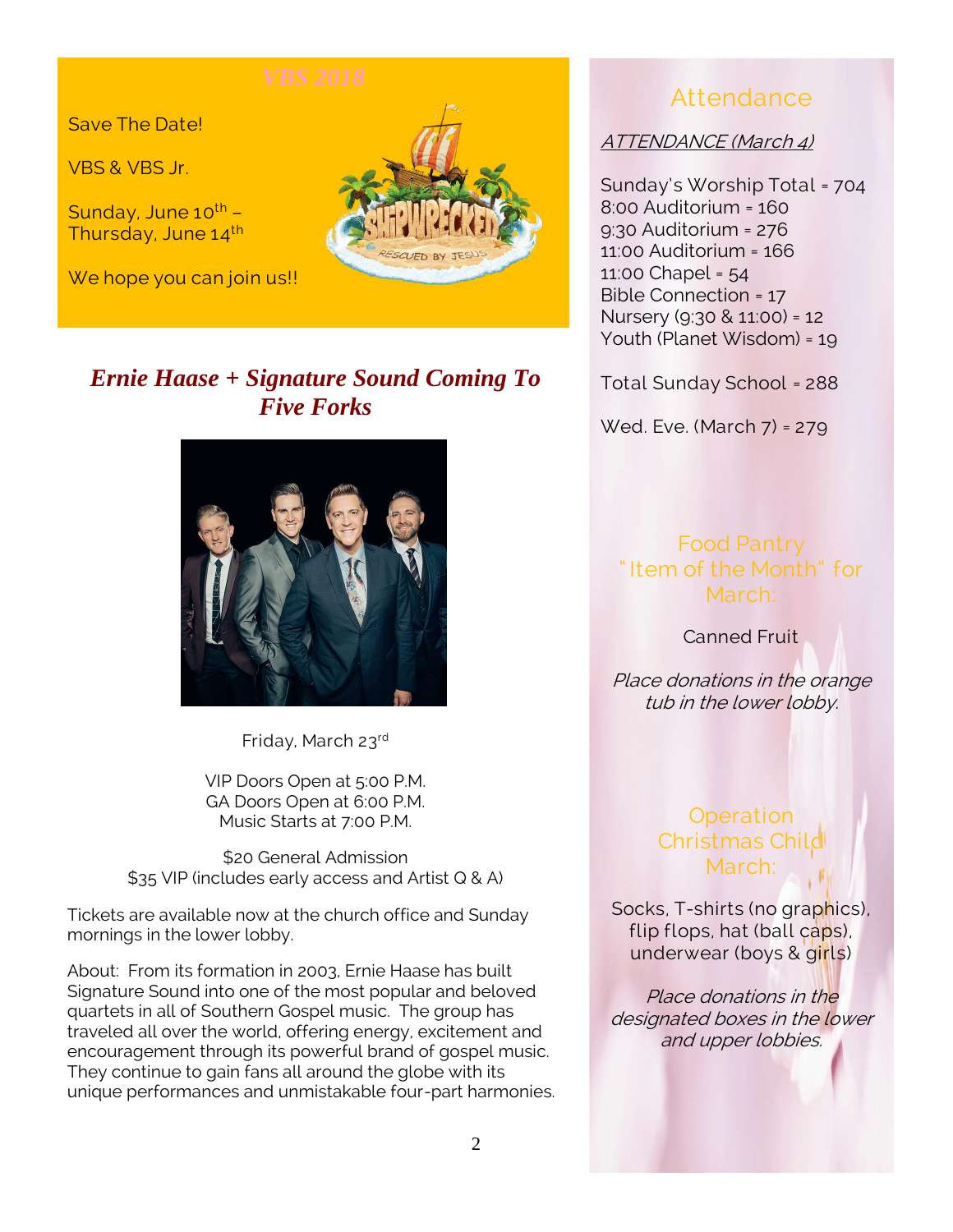## VBS 2018

Save The Date!

VBS & VBS Jr.

Sunday, June 10th – Thursday, June 14th

We hope you can join us!!

## *Ernie Haase + Signature Sound Coming To Five Forks*

Friday, March 23rd

VIP Doors Open at 5:00 P.M.
GA Doors Open at 6:00 P.M.
Music Starts at 7:00 P.M.

$20 General Admission
$35 VIP (includes early access and Artist Q & A)

Tickets are available now at the church office and Sunday mornings in the lower lobby.

About: From its formation in 2003, Ernie Haase has built Signature Sound into one of the most popular and beloved quartets in all of Southern Gospel music. The group has traveled all over the world, offering energy, excitement and encouragement through its powerful brand of gospel music. They continue to gain fans all around the globe with its unique performances and unmistakable four-part harmonies.

## Attendance

*ATTENDANCE (March 4)*

Sunday's Worship Total = 704
8:00 Auditorium = 160
9:30 Auditorium = 276
11:00 Auditorium = 166
11:00 Chapel = 54
Bible Connection = 17
Nursery (9:30 & 11:00) = 12
Youth (Planet Wisdom) = 19

Total Sunday School = 288

Wed. Eve. (March 7) = 279

## Food Pantry "Item of the Month" for March:

Canned Fruit

*Place donations in the orange tub in the lower lobby.*

## Operation Christmas Child March:

Socks, T-shirts (no graphics), flip flops, hat (ball caps), underwear (boys & girls)

*Place donations in the designated boxes in the lower and upper lobbies.*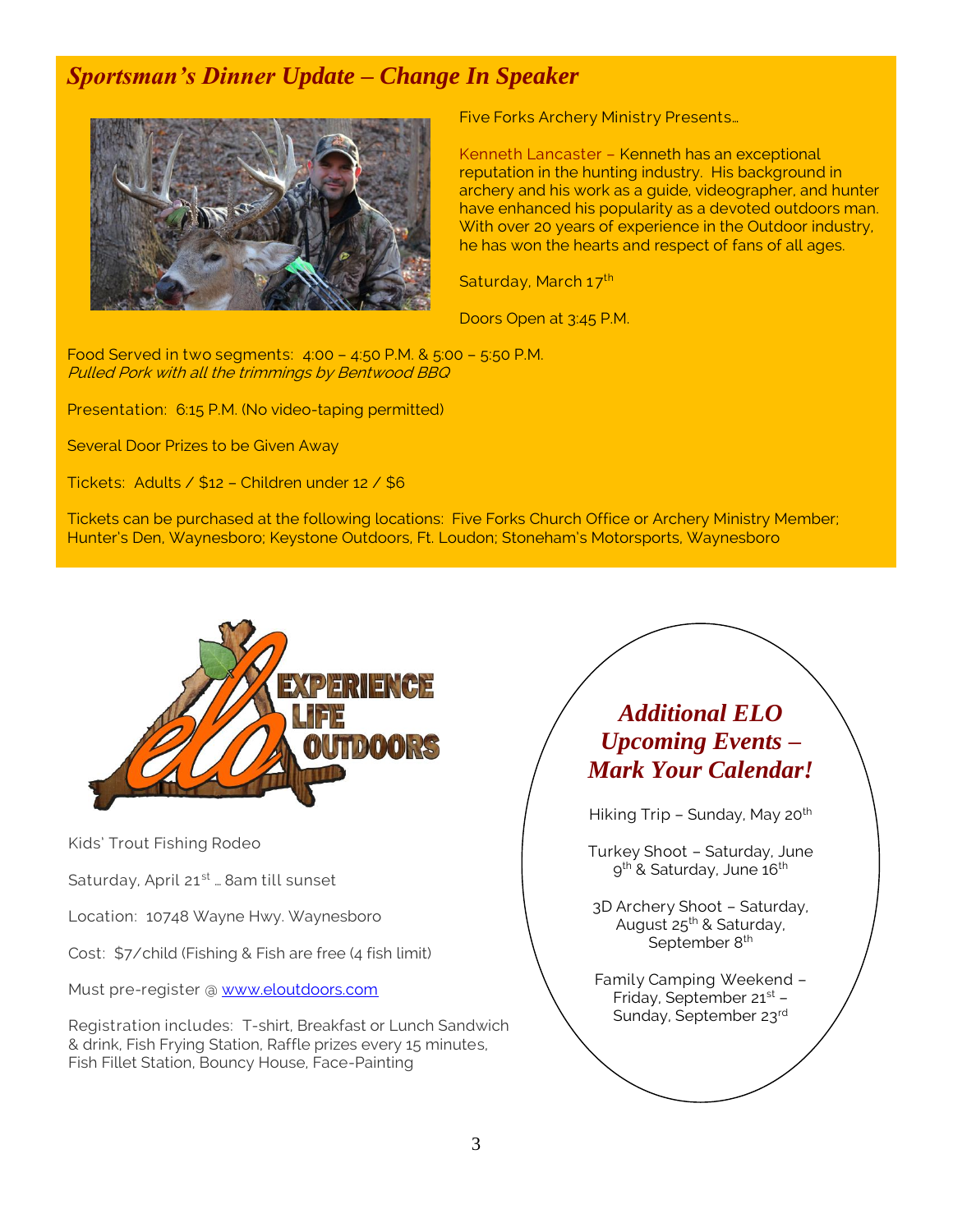## *Sportsman's Dinner Update – Change In Speaker*

Five Forks Archery Ministry Presents…

Kenneth Lancaster – Kenneth has an exceptional reputation in the hunting industry. His background in archery and his work as a guide, videographer, and hunter have enhanced his popularity as a devoted outdoors man. With over 20 years of experience in the Outdoor industry, he has won the hearts and respect of fans of all ages.

Saturday, March 17th

Doors Open at 3:45 P.M.

Food Served in two segments: 4:00 – 4:50 P.M. & 5:00 – 5:50 P.M.
*Pulled Pork with all the trimmings by Bentwood BBQ*

Presentation: 6:15 P.M. (No video-taping permitted)

Several Door Prizes to be Given Away

Tickets: Adults / $12 – Children under 12 / $6

Tickets can be purchased at the following locations: Five Forks Church Office or Archery Ministry Member; Hunter's Den, Waynesboro; Keystone Outdoors, Ft. Loudon; Stoneham's Motorsports, Waynesboro

EXPERIENCE LIFE OUTDOORS

Kids' Trout Fishing Rodeo

Saturday, April 21st … 8am till sunset

Location: 10748 Wayne Hwy. Waynesboro

Cost: $7/child (Fishing & Fish are free (4 fish limit)

Must pre-register @ www.eloutdoors.com

Registration includes: T-shirt, Breakfast or Lunch Sandwich & drink, Fish Frying Station, Raffle prizes every 15 minutes, Fish Fillet Station, Bouncy House, Face-Painting

## *Additional ELO Upcoming Events – Mark Your Calendar!*

Hiking Trip – Sunday, May 20th

Turkey Shoot – Saturday, June 9th & Saturday, June 16th

3D Archery Shoot – Saturday, August 25th & Saturday, September 8th

Family Camping Weekend – Friday, September 21st – Sunday, September 23rd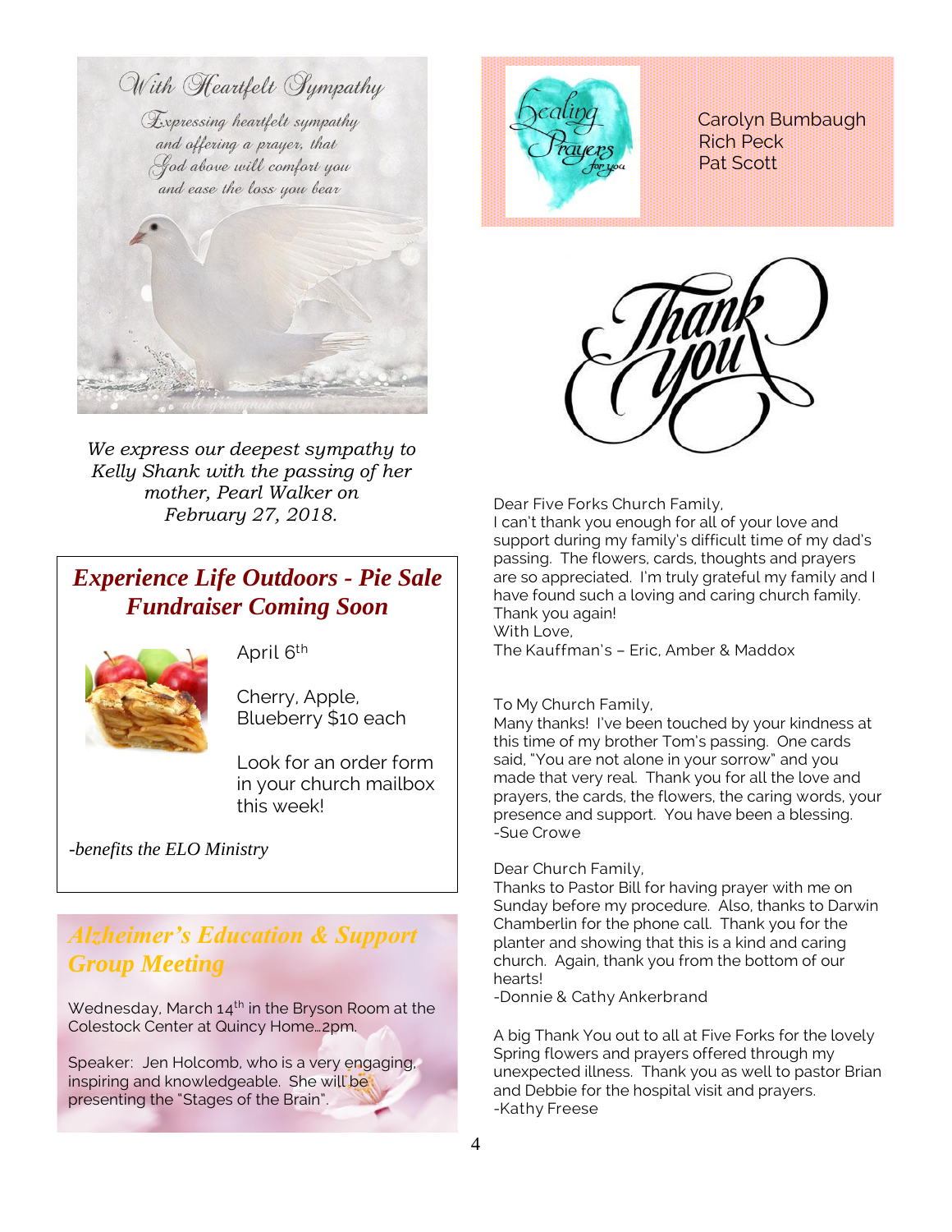With Heartfelt Sympathy

Expressing heartfelt sympathy and offering a prayer, that God above will comfort you and ease the loss you bear

*We express our deepest sympathy to Kelly Shank with the passing of her mother, Pearl Walker on February 27, 2018.*

## *Experience Life Outdoors - Pie Sale Fundraiser Coming Soon*

April 6th

Cherry, Apple, Blueberry $10 each

Look for an order form in your church mailbox this week!

*-benefits the ELO Ministry*

## *Alzheimer's Education & Support Group Meeting*

Wednesday, March 14th in the Bryson Room at the Colestock Center at Quincy Home…2pm.

Speaker: Jen Holcomb, who is a very engaging, inspiring and knowledgeable. She will be presenting the "Stages of the Brain".

Healing Prayers for you

Carolyn Bumbaugh
Rich Peck
Pat Scott

Thank you

Dear Five Forks Church Family,
I can't thank you enough for all of your love and support during my family's difficult time of my dad's passing. The flowers, cards, thoughts and prayers are so appreciated. I'm truly grateful my family and I have found such a loving and caring church family. Thank you again!
With Love,
The Kauffman's – Eric, Amber & Maddox

To My Church Family,
Many thanks! I've been touched by your kindness at this time of my brother Tom's passing. One cards said, "You are not alone in your sorrow" and you made that very real. Thank you for all the love and prayers, the cards, the flowers, the caring words, your presence and support. You have been a blessing.
-Sue Crowe

Dear Church Family,
Thanks to Pastor Bill for having prayer with me on Sunday before my procedure. Also, thanks to Darwin Chamberlin for the phone call. Thank you for the planter and showing that this is a kind and caring church. Again, thank you from the bottom of our hearts!
-Donnie & Cathy Ankerbrand

A big Thank You out to all at Five Forks for the lovely Spring flowers and prayers offered through my unexpected illness. Thank you as well to pastor Brian and Debbie for the hospital visit and prayers.
-Kathy Freese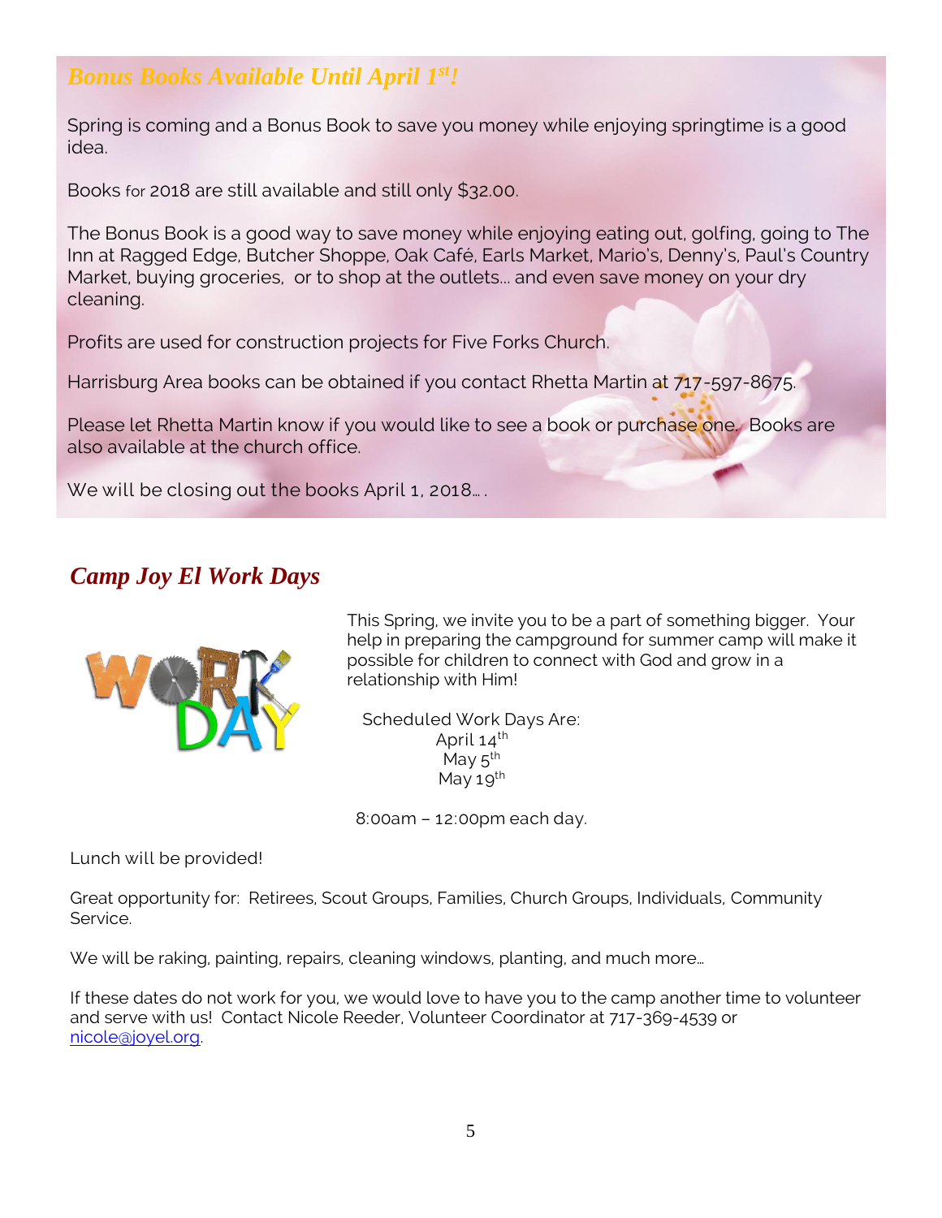## *Bonus Books Available Until April 1st!*

Spring is coming and a Bonus Book to save you money while enjoying springtime is a good idea.

Books for 2018 are still available and still only $32.00.

The Bonus Book is a good way to save money while enjoying eating out, golfing, going to The Inn at Ragged Edge, Butcher Shoppe, Oak Café, Earls Market, Mario's, Denny's, Paul's Country Market, buying groceries, or to shop at the outlets… and even save money on your dry cleaning.

Profits are used for construction projects for Five Forks Church.

Harrisburg Area books can be obtained if you contact Rhetta Martin at 717-597-8675.

Please let Rhetta Martin know if you would like to see a book or purchase one. Books are also available at the church office.

We will be closing out the books April 1, 2018… .

## *Camp Joy El Work Days*

This Spring, we invite you to be a part of something bigger. Your help in preparing the campground for summer camp will make it possible for children to connect with God and grow in a relationship with Him!

Scheduled Work Days Are:
April 14th
May 5th
May 19th

8:00am – 12:00pm each day.

Lunch will be provided!

Great opportunity for: Retirees, Scout Groups, Families, Church Groups, Individuals, Community Service.

We will be raking, painting, repairs, cleaning windows, planting, and much more…

If these dates do not work for you, we would love to have you to the camp another time to volunteer and serve with us! Contact Nicole Reeder, Volunteer Coordinator at 717-369-4539 or nicole@joyel.org.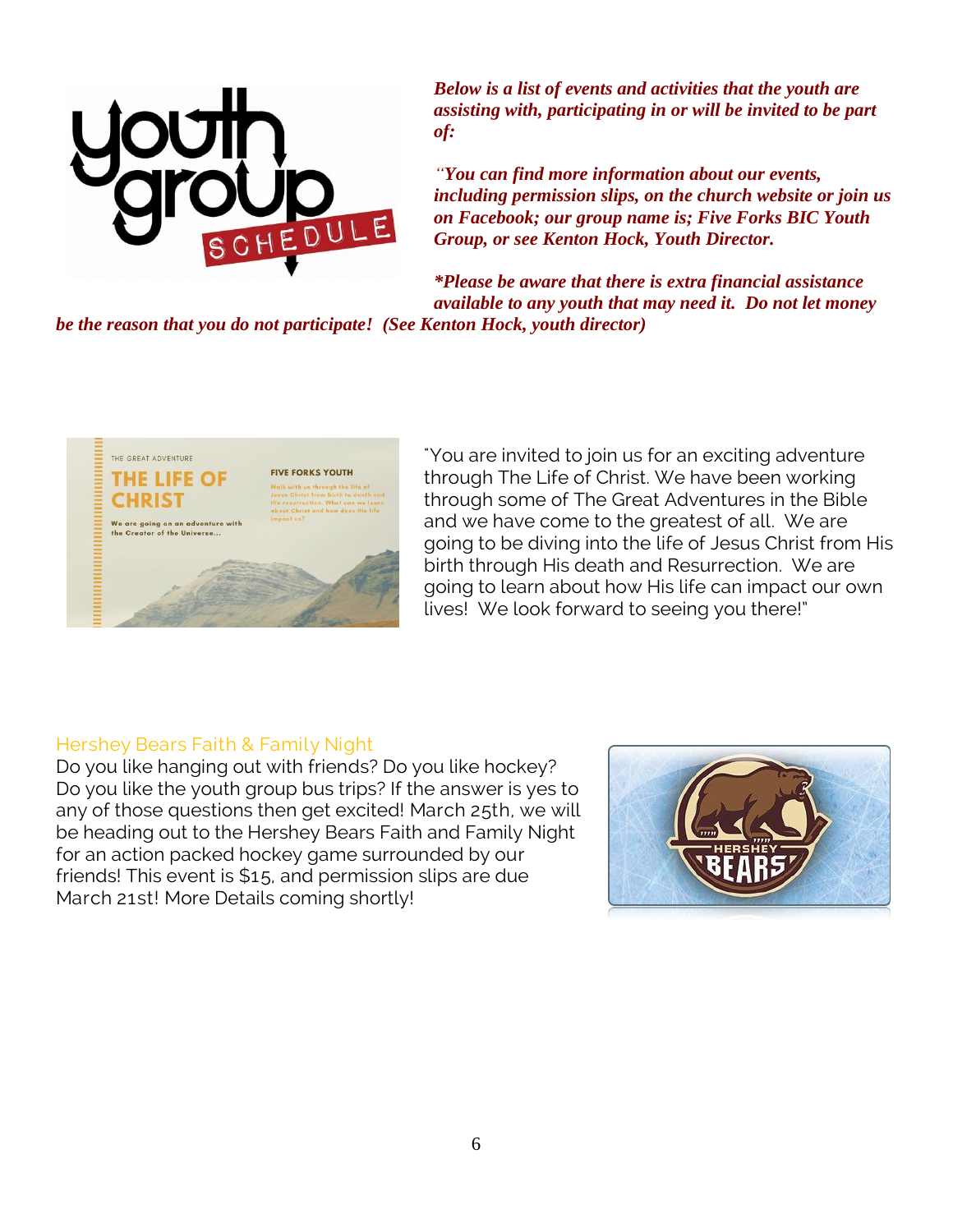***Below is a list of events and activities that the youth are assisting with, participating in or will be invited to be part of:***

***"You can find more information about our events, including permission slips, on the church website or join us on Facebook; our group name is; Five Forks BIC Youth Group, or see Kenton Hock, Youth Director.***

***\*Please be aware that there is extra financial assistance available to any youth that may need it. Do not let money be the reason that you do not participate! (See Kenton Hock, youth director)***

"You are invited to join us for an exciting adventure through The Life of Christ. We have been working through some of The Great Adventures in the Bible and we have come to the greatest of all. We are going to be diving into the life of Jesus Christ from His birth through His death and Resurrection. We are going to learn about how His life can impact our own lives! We look forward to seeing you there!"

## Hershey Bears Faith & Family Night

Do you like hanging out with friends? Do you like hockey? Do you like the youth group bus trips? If the answer is yes to any of those questions then get excited! March 25th, we will be heading out to the Hershey Bears Faith and Family Night for an action packed hockey game surrounded by our friends! This event is $15, and permission slips are due March 21st! More Details coming shortly!